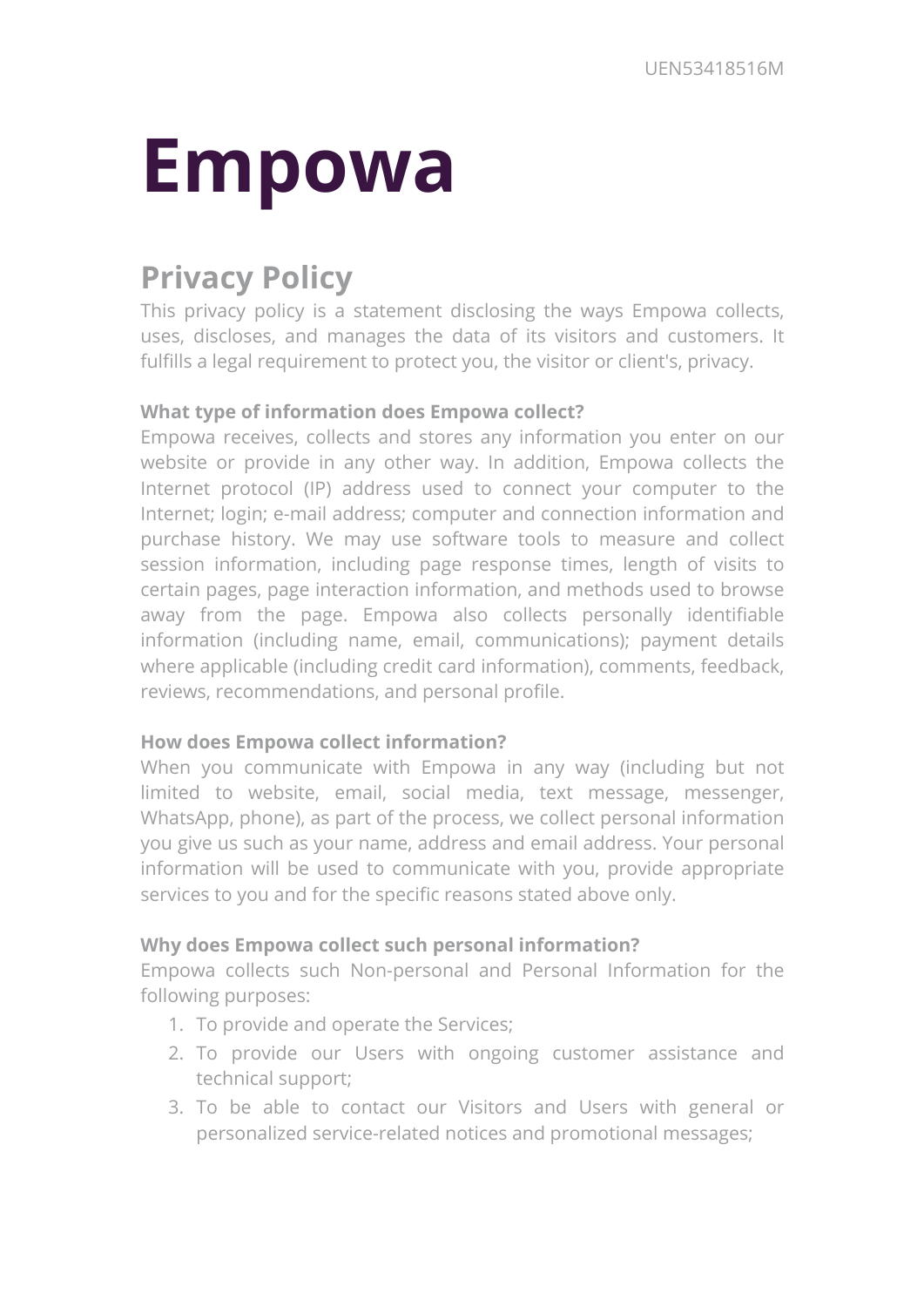UEN53418516M

# Empowa

## Privacy Policy

This privacy policy is a statement disclosing the ways Empowa collects, uses, discloses, and manages the data of its visitors and customers. It fulfills a legal requirement to protect you, the visitor or client's, privacy.

**What type of information does Empowa collect?**

Empowa receives, collects and stores any information you enter on our website or provide in any other way. In addition, Empowa collects the Internet protocol (IP) address used to connect your computer to the Internet; login; e-mail address; computer and connection information and purchase history. We may use software tools to measure and collect session information, including page response times, length of visits to certain pages, page interaction information, and methods used to browse away from the page. Empowa also collects personally identifiable information (including name, email, communications); payment details where applicable (including credit card information), comments, feedback, reviews, recommendations, and personal profile.

**How does Empowa collect information?**

When you communicate with Empowa in any way (including but not limited to website, email, social media, text message, messenger, WhatsApp, phone), as part of the process, we collect personal information you give us such as your name, address and email address. Your personal information will be used to communicate with you, provide appropriate services to you and for the specific reasons stated above only.

**Why does Empowa collect such personal information?**

Empowa collects such Non-personal and Personal Information for the following purposes:

1. To provide and operate the Services;
2. To provide our Users with ongoing customer assistance and technical support;
3. To be able to contact our Visitors and Users with general or personalized service-related notices and promotional messages;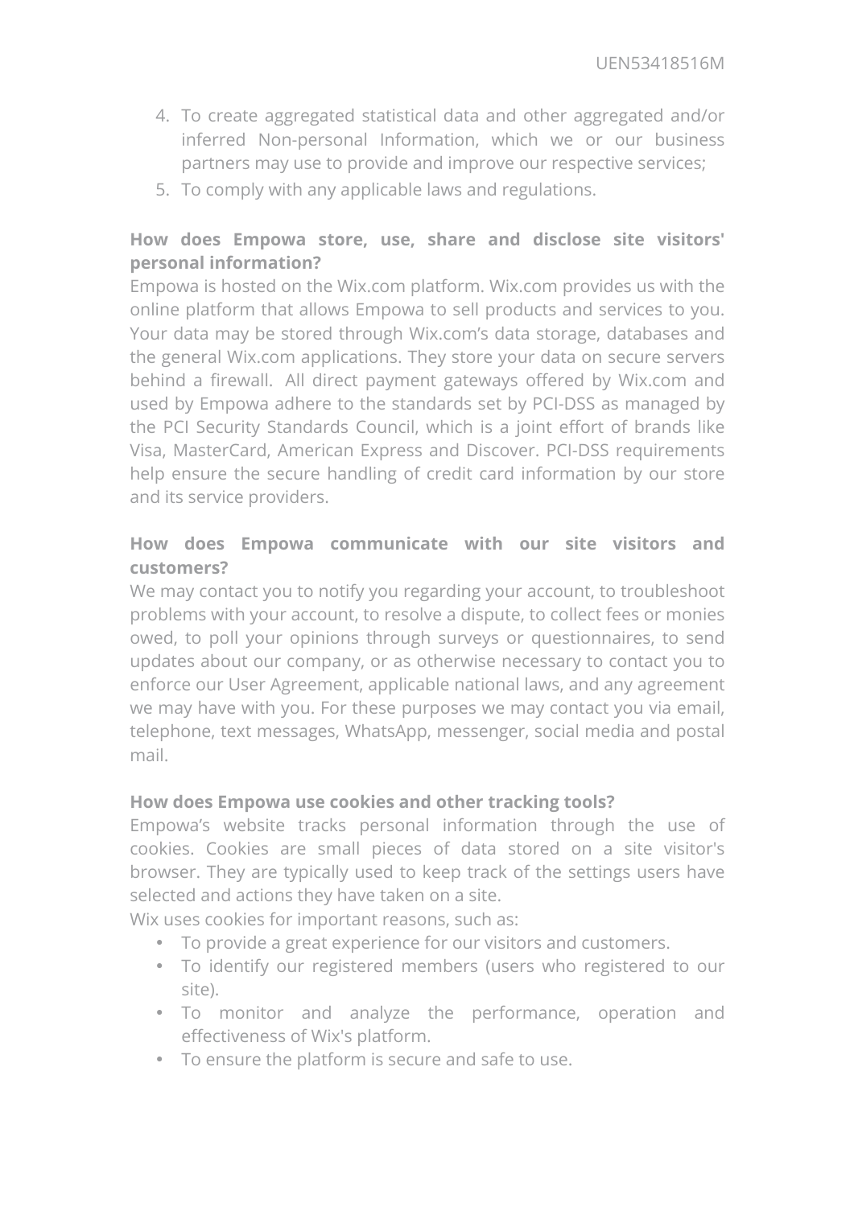4. To create aggregated statistical data and other aggregated and/or inferred Non-personal Information, which we or our business partners may use to provide and improve our respective services;
5. To comply with any applicable laws and regulations.

**How does Empowa store, use, share and disclose site visitors' personal information?**

Empowa is hosted on the Wix.com platform. Wix.com provides us with the online platform that allows Empowa to sell products and services to you. Your data may be stored through Wix.com's data storage, databases and the general Wix.com applications. They store your data on secure servers behind a firewall. All direct payment gateways offered by Wix.com and used by Empowa adhere to the standards set by PCI-DSS as managed by the PCI Security Standards Council, which is a joint effort of brands like Visa, MasterCard, American Express and Discover. PCI-DSS requirements help ensure the secure handling of credit card information by our store and its service providers.

**How does Empowa communicate with our site visitors and customers?**

We may contact you to notify you regarding your account, to troubleshoot problems with your account, to resolve a dispute, to collect fees or monies owed, to poll your opinions through surveys or questionnaires, to send updates about our company, or as otherwise necessary to contact you to enforce our User Agreement, applicable national laws, and any agreement we may have with you. For these purposes we may contact you via email, telephone, text messages, WhatsApp, messenger, social media and postal mail.

**How does Empowa use cookies and other tracking tools?**

Empowa's website tracks personal information through the use of cookies. Cookies are small pieces of data stored on a site visitor's browser. They are typically used to keep track of the settings users have selected and actions they have taken on a site.

Wix uses cookies for important reasons, such as:

- To provide a great experience for our visitors and customers.
- To identify our registered members (users who registered to our site).
- To monitor and analyze the performance, operation and effectiveness of Wix's platform.
- To ensure the platform is secure and safe to use.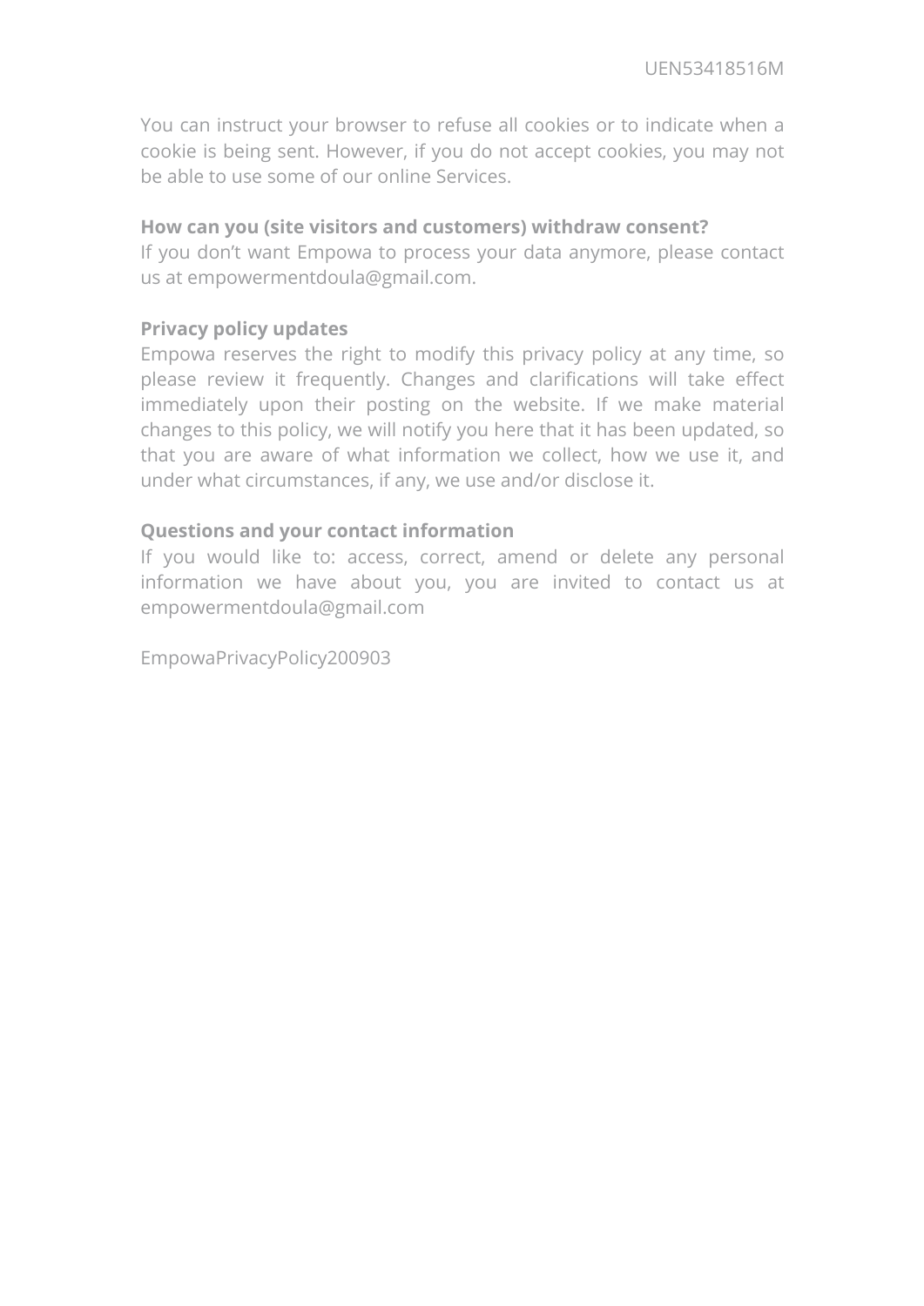You can instruct your browser to refuse all cookies or to indicate when a cookie is being sent. However, if you do not accept cookies, you may not be able to use some of our online Services.

**How can you (site visitors and customers) withdraw consent?**

If you don't want Empowa to process your data anymore, please contact us at empowermentdoula@gmail.com.

**Privacy policy updates**

Empowa reserves the right to modify this privacy policy at any time, so please review it frequently. Changes and clarifications will take effect immediately upon their posting on the website. If we make material changes to this policy, we will notify you here that it has been updated, so that you are aware of what information we collect, how we use it, and under what circumstances, if any, we use and/or disclose it.

**Questions and your contact information**

If you would like to: access, correct, amend or delete any personal information we have about you, you are invited to contact us at empowermentdoula@gmail.com

EmpowaPrivacyPolicy200903